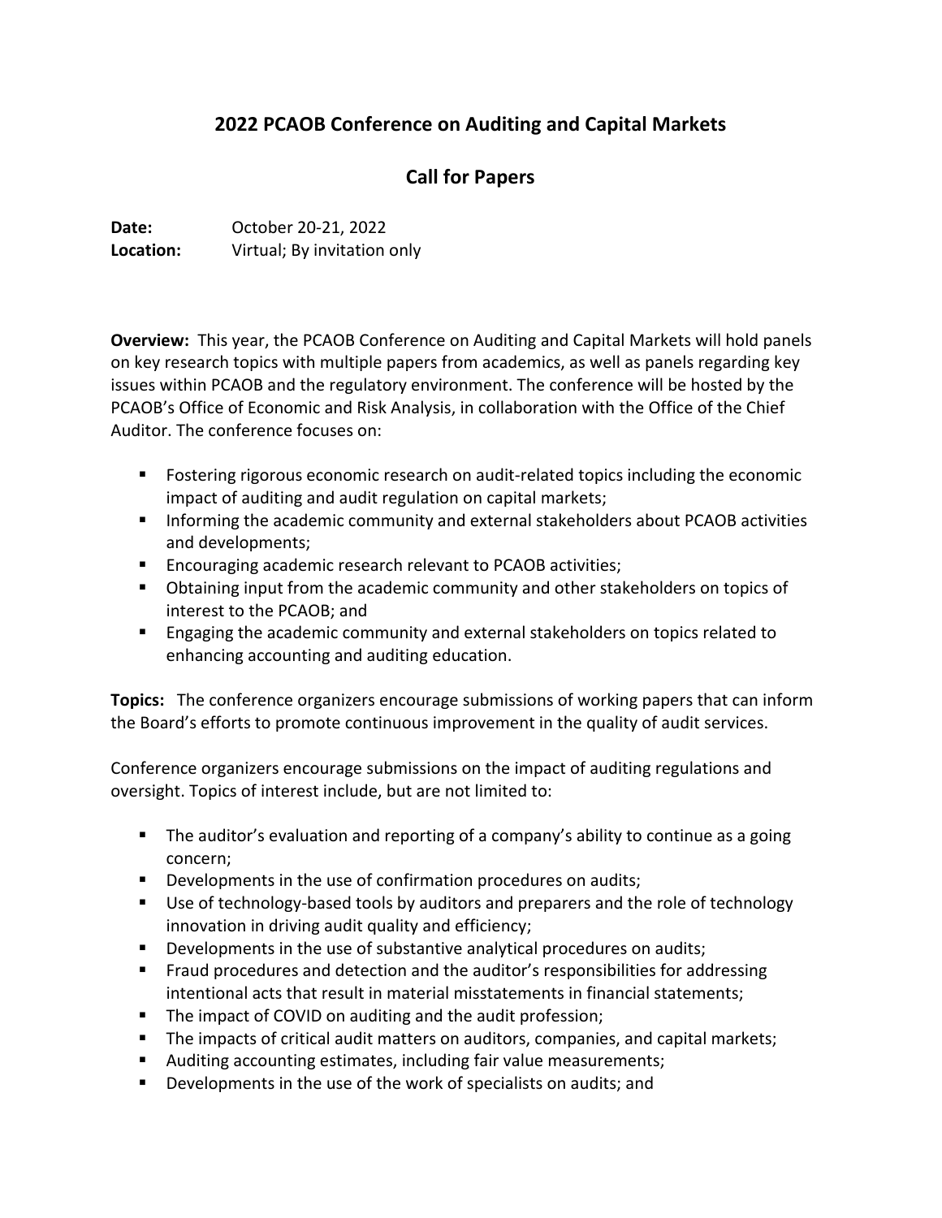# 2022 PCAOB Conference on Auditing and Capital Markets

## Call for Papers

**Date:** October 20-21, 2022
**Location:** Virtual; By invitation only

**Overview:** This year, the PCAOB Conference on Auditing and Capital Markets will hold panels on key research topics with multiple papers from academics, as well as panels regarding key issues within PCAOB and the regulatory environment. The conference will be hosted by the PCAOB's Office of Economic and Risk Analysis, in collaboration with the Office of the Chief Auditor. The conference focuses on:

- Fostering rigorous economic research on audit-related topics including the economic impact of auditing and audit regulation on capital markets;
- Informing the academic community and external stakeholders about PCAOB activities and developments;
- Encouraging academic research relevant to PCAOB activities;
- Obtaining input from the academic community and other stakeholders on topics of interest to the PCAOB; and
- Engaging the academic community and external stakeholders on topics related to enhancing accounting and auditing education.

**Topics:** The conference organizers encourage submissions of working papers that can inform the Board's efforts to promote continuous improvement in the quality of audit services.

Conference organizers encourage submissions on the impact of auditing regulations and oversight. Topics of interest include, but are not limited to:

- The auditor's evaluation and reporting of a company's ability to continue as a going concern;
- Developments in the use of confirmation procedures on audits;
- Use of technology-based tools by auditors and preparers and the role of technology innovation in driving audit quality and efficiency;
- Developments in the use of substantive analytical procedures on audits;
- Fraud procedures and detection and the auditor's responsibilities for addressing intentional acts that result in material misstatements in financial statements;
- The impact of COVID on auditing and the audit profession;
- The impacts of critical audit matters on auditors, companies, and capital markets;
- Auditing accounting estimates, including fair value measurements;
- Developments in the use of the work of specialists on audits; and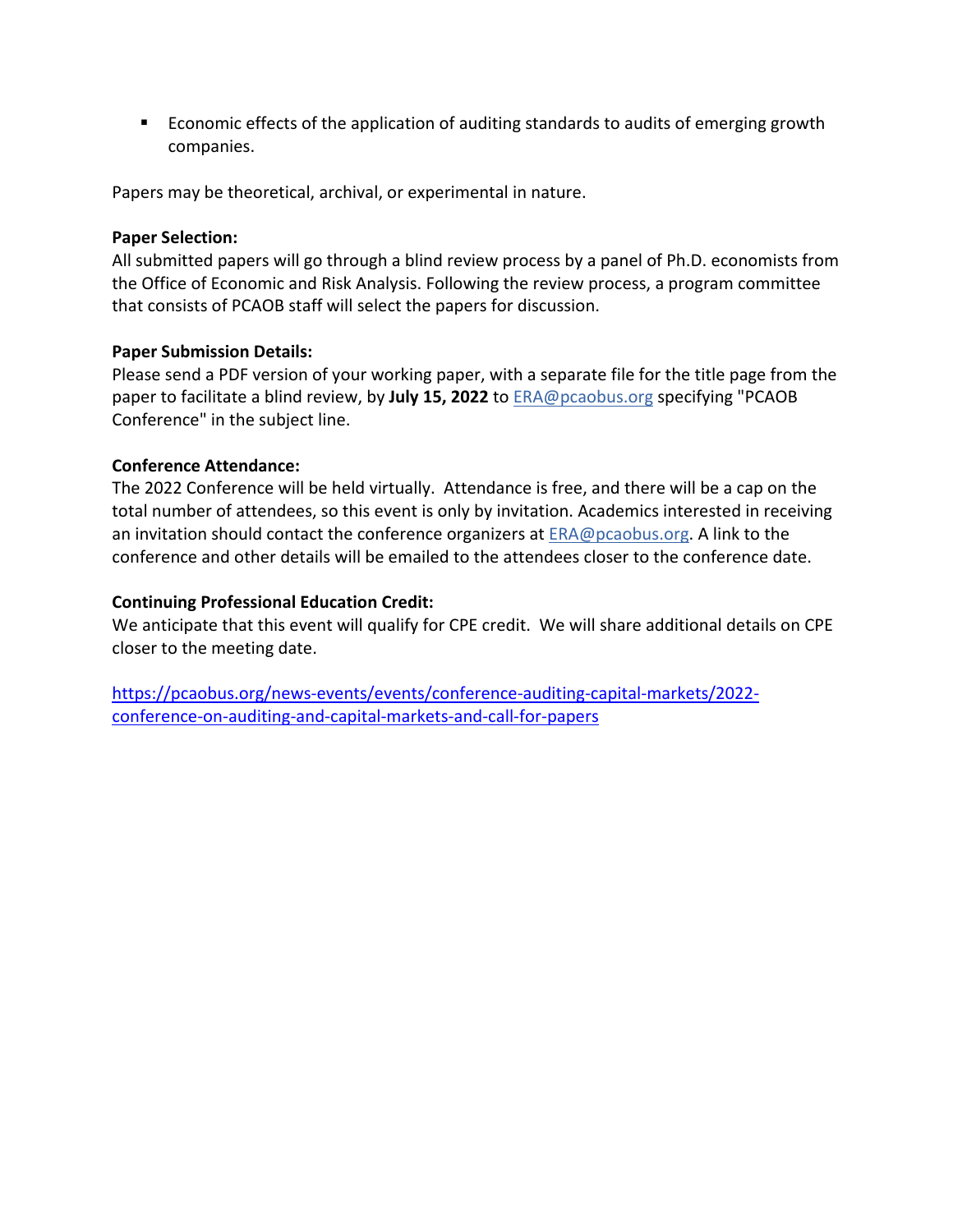- Economic effects of the application of auditing standards to audits of emerging growth companies.

Papers may be theoretical, archival, or experimental in nature.

**Paper Selection:**
All submitted papers will go through a blind review process by a panel of Ph.D. economists from the Office of Economic and Risk Analysis. Following the review process, a program committee that consists of PCAOB staff will select the papers for discussion.

**Paper Submission Details:**
Please send a PDF version of your working paper, with a separate file for the title page from the paper to facilitate a blind review, by **July 15, 2022** to ERA@pcaobus.org specifying "PCAOB Conference" in the subject line.

**Conference Attendance:**
The 2022 Conference will be held virtually. Attendance is free, and there will be a cap on the total number of attendees, so this event is only by invitation. Academics interested in receiving an invitation should contact the conference organizers at ERA@pcaobus.org. A link to the conference and other details will be emailed to the attendees closer to the conference date.

**Continuing Professional Education Credit:**
We anticipate that this event will qualify for CPE credit. We will share additional details on CPE closer to the meeting date.

https://pcaobus.org/news-events/events/conference-auditing-capital-markets/2022-conference-on-auditing-and-capital-markets-and-call-for-papers